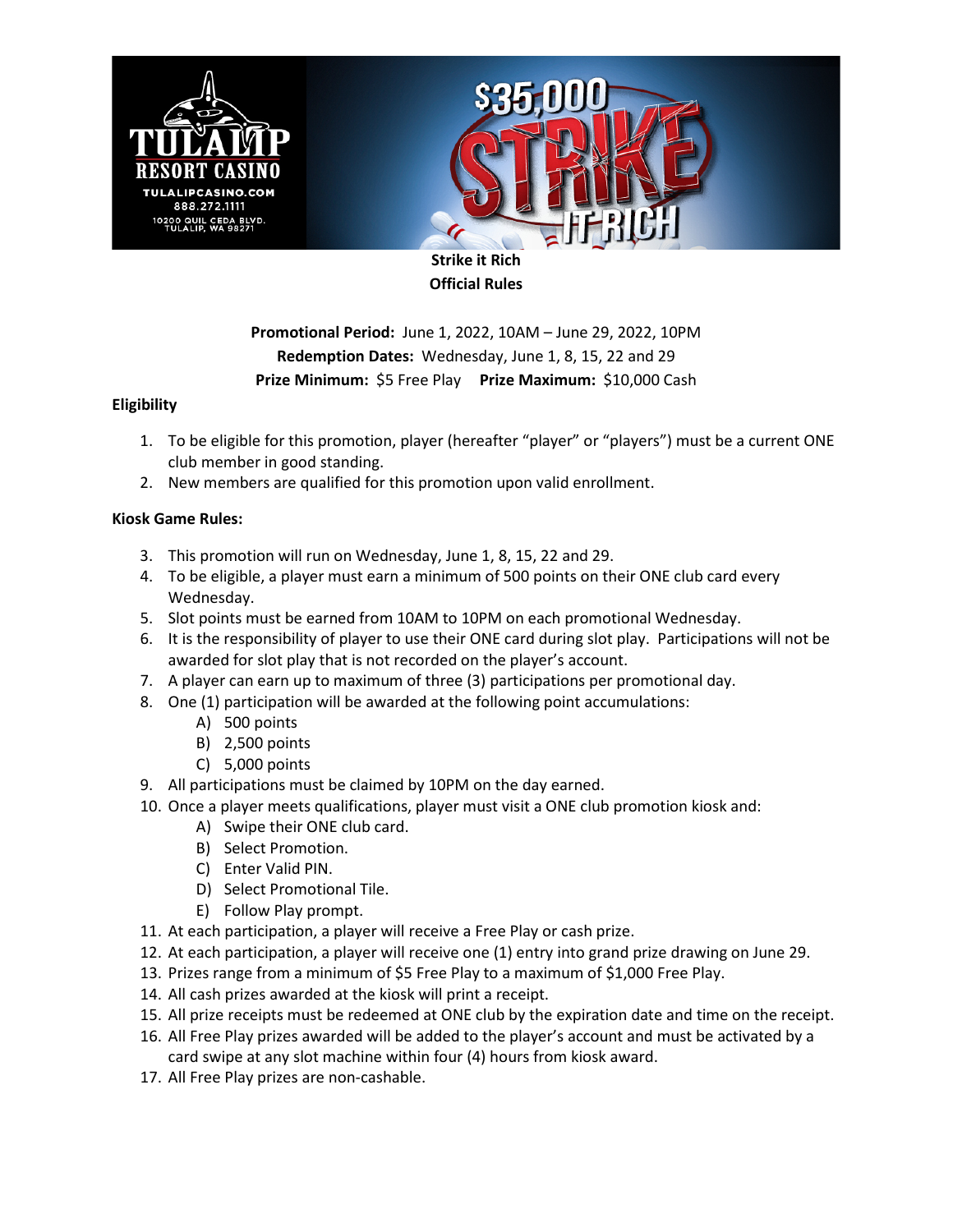**Strike it Rich**
**Official Rules**

**Promotional Period:** June 1, 2022, 10AM – June 29, 2022, 10PM
**Redemption Dates:** Wednesday, June 1, 8, 15, 22 and 29
**Prize Minimum:** $5 Free Play **Prize Maximum:** $10,000 Cash

**Eligibility**

1. To be eligible for this promotion, player (hereafter "player" or "players") must be a current ONE club member in good standing.
2. New members are qualified for this promotion upon valid enrollment.

**Kiosk Game Rules:**

3. This promotion will run on Wednesday, June 1, 8, 15, 22 and 29.
4. To be eligible, a player must earn a minimum of 500 points on their ONE club card every Wednesday.
5. Slot points must be earned from 10AM to 10PM on each promotional Wednesday.
6. It is the responsibility of player to use their ONE card during slot play. Participations will not be awarded for slot play that is not recorded on the player's account.
7. A player can earn up to maximum of three (3) participations per promotional day.
8. One (1) participation will be awarded at the following point accumulations:
   A) 500 points
   B) 2,500 points
   C) 5,000 points
9. All participations must be claimed by 10PM on the day earned.
10. Once a player meets qualifications, player must visit a ONE club promotion kiosk and:
    A) Swipe their ONE club card.
    B) Select Promotion.
    C) Enter Valid PIN.
    D) Select Promotional Tile.
    E) Follow Play prompt.
11. At each participation, a player will receive a Free Play or cash prize.
12. At each participation, a player will receive one (1) entry into grand prize drawing on June 29.
13. Prizes range from a minimum of $5 Free Play to a maximum of $1,000 Free Play.
14. All cash prizes awarded at the kiosk will print a receipt.
15. All prize receipts must be redeemed at ONE club by the expiration date and time on the receipt.
16. All Free Play prizes awarded will be added to the player's account and must be activated by a card swipe at any slot machine within four (4) hours from kiosk award.
17. All Free Play prizes are non-cashable.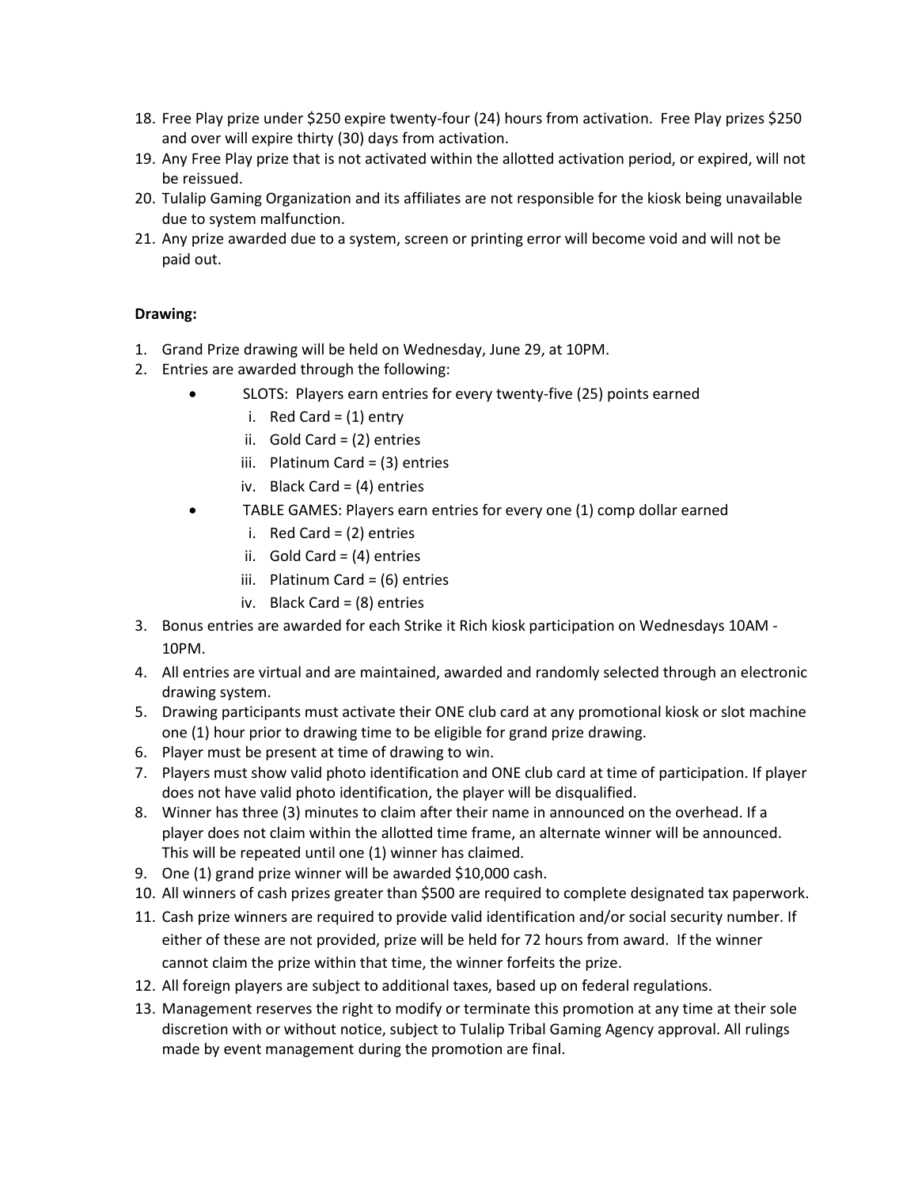18. Free Play prize under $250 expire twenty-four (24) hours from activation. Free Play prizes $250 and over will expire thirty (30) days from activation.
19. Any Free Play prize that is not activated within the allotted activation period, or expired, will not be reissued.
20. Tulalip Gaming Organization and its affiliates are not responsible for the kiosk being unavailable due to system malfunction.
21. Any prize awarded due to a system, screen or printing error will become void and will not be paid out.

**Drawing:**

1. Grand Prize drawing will be held on Wednesday, June 29, at 10PM.
2. Entries are awarded through the following:
   - SLOTS: Players earn entries for every twenty-five (25) points earned
     1. Red Card = (1) entry
     2. Gold Card = (2) entries
     3. Platinum Card = (3) entries
     4. Black Card = (4) entries
   - TABLE GAMES: Players earn entries for every one (1) comp dollar earned
     1. Red Card = (2) entries
     2. Gold Card = (4) entries
     3. Platinum Card = (6) entries
     4. Black Card = (8) entries
3. Bonus entries are awarded for each Strike it Rich kiosk participation on Wednesdays 10AM - 10PM.
4. All entries are virtual and are maintained, awarded and randomly selected through an electronic drawing system.
5. Drawing participants must activate their ONE club card at any promotional kiosk or slot machine one (1) hour prior to drawing time to be eligible for grand prize drawing.
6. Player must be present at time of drawing to win.
7. Players must show valid photo identification and ONE club card at time of participation. If player does not have valid photo identification, the player will be disqualified.
8. Winner has three (3) minutes to claim after their name in announced on the overhead. If a player does not claim within the allotted time frame, an alternate winner will be announced. This will be repeated until one (1) winner has claimed.
9. One (1) grand prize winner will be awarded $10,000 cash.
10. All winners of cash prizes greater than $500 are required to complete designated tax paperwork.
11. Cash prize winners are required to provide valid identification and/or social security number. If either of these are not provided, prize will be held for 72 hours from award. If the winner cannot claim the prize within that time, the winner forfeits the prize.
12. All foreign players are subject to additional taxes, based up on federal regulations.
13. Management reserves the right to modify or terminate this promotion at any time at their sole discretion with or without notice, subject to Tulalip Tribal Gaming Agency approval. All rulings made by event management during the promotion are final.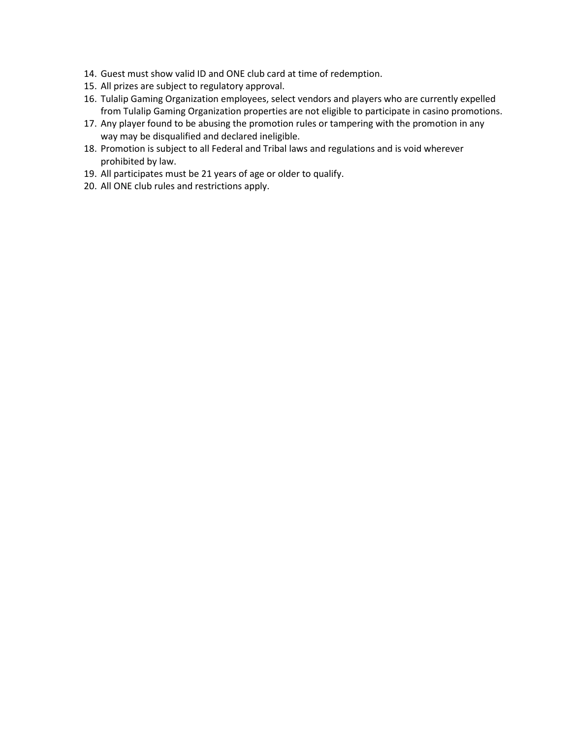14. Guest must show valid ID and ONE club card at time of redemption.
15. All prizes are subject to regulatory approval.
16. Tulalip Gaming Organization employees, select vendors and players who are currently expelled from Tulalip Gaming Organization properties are not eligible to participate in casino promotions.
17. Any player found to be abusing the promotion rules or tampering with the promotion in any way may be disqualified and declared ineligible.
18. Promotion is subject to all Federal and Tribal laws and regulations and is void wherever prohibited by law.
19. All participates must be 21 years of age or older to qualify.
20. All ONE club rules and restrictions apply.